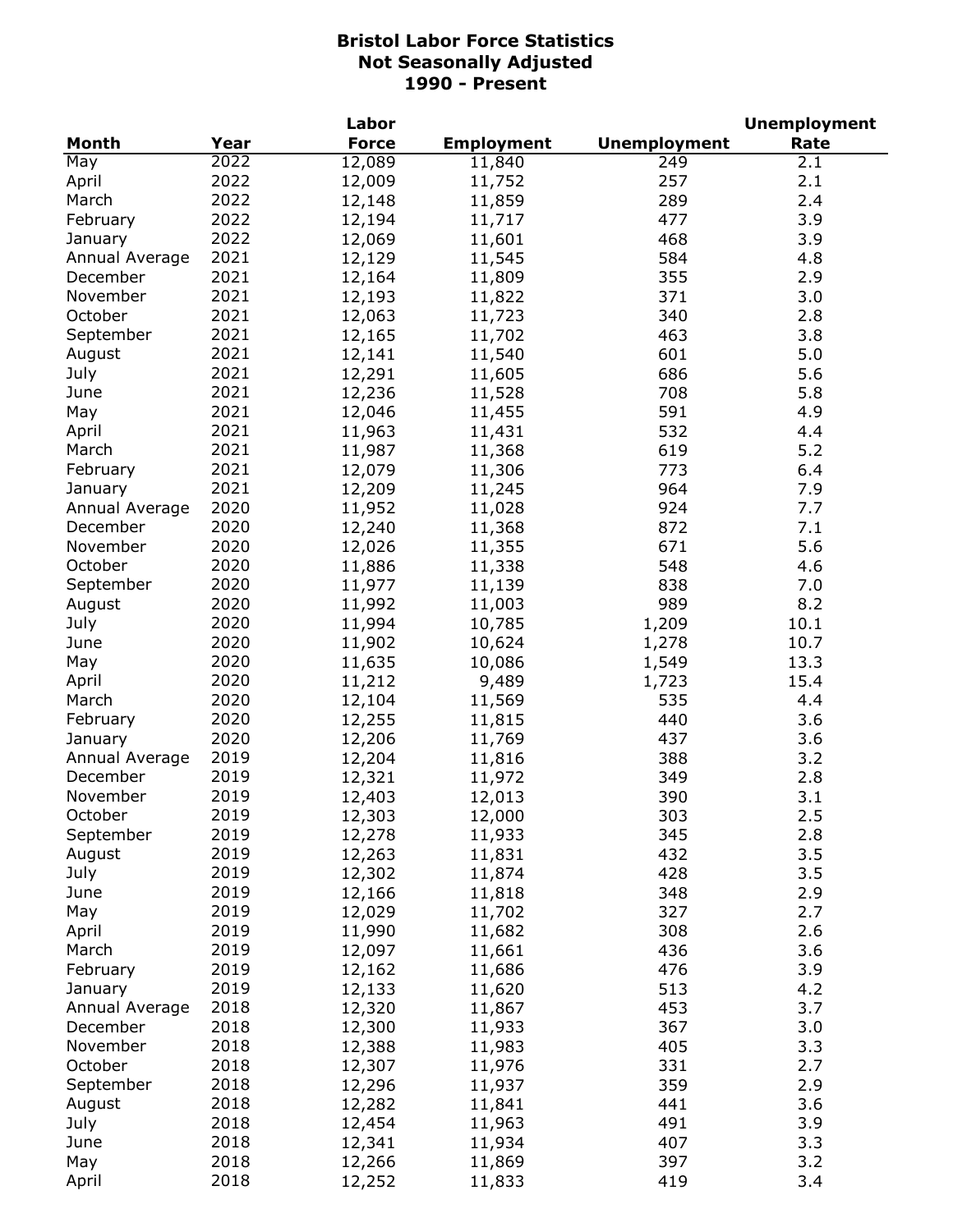# Bristol Labor Force Statistics
## Not Seasonally Adjusted
## 1990 - Present

| Month | Year | Labor Force | Employment | Unemployment | Unemployment Rate |
|---|---|---|---|---|---|
| May | 2022 | 12,089 | 11,840 | 249 | 2.1 |
| April | 2022 | 12,009 | 11,752 | 257 | 2.1 |
| March | 2022 | 12,148 | 11,859 | 289 | 2.4 |
| February | 2022 | 12,194 | 11,717 | 477 | 3.9 |
| January | 2022 | 12,069 | 11,601 | 468 | 3.9 |
| Annual Average | 2021 | 12,129 | 11,545 | 584 | 4.8 |
| December | 2021 | 12,164 | 11,809 | 355 | 2.9 |
| November | 2021 | 12,193 | 11,822 | 371 | 3.0 |
| October | 2021 | 12,063 | 11,723 | 340 | 2.8 |
| September | 2021 | 12,165 | 11,702 | 463 | 3.8 |
| August | 2021 | 12,141 | 11,540 | 601 | 5.0 |
| July | 2021 | 12,291 | 11,605 | 686 | 5.6 |
| June | 2021 | 12,236 | 11,528 | 708 | 5.8 |
| May | 2021 | 12,046 | 11,455 | 591 | 4.9 |
| April | 2021 | 11,963 | 11,431 | 532 | 4.4 |
| March | 2021 | 11,987 | 11,368 | 619 | 5.2 |
| February | 2021 | 12,079 | 11,306 | 773 | 6.4 |
| January | 2021 | 12,209 | 11,245 | 964 | 7.9 |
| Annual Average | 2020 | 11,952 | 11,028 | 924 | 7.7 |
| December | 2020 | 12,240 | 11,368 | 872 | 7.1 |
| November | 2020 | 12,026 | 11,355 | 671 | 5.6 |
| October | 2020 | 11,886 | 11,338 | 548 | 4.6 |
| September | 2020 | 11,977 | 11,139 | 838 | 7.0 |
| August | 2020 | 11,992 | 11,003 | 989 | 8.2 |
| July | 2020 | 11,994 | 10,785 | 1,209 | 10.1 |
| June | 2020 | 11,902 | 10,624 | 1,278 | 10.7 |
| May | 2020 | 11,635 | 10,086 | 1,549 | 13.3 |
| April | 2020 | 11,212 | 9,489 | 1,723 | 15.4 |
| March | 2020 | 12,104 | 11,569 | 535 | 4.4 |
| February | 2020 | 12,255 | 11,815 | 440 | 3.6 |
| January | 2020 | 12,206 | 11,769 | 437 | 3.6 |
| Annual Average | 2019 | 12,204 | 11,816 | 388 | 3.2 |
| December | 2019 | 12,321 | 11,972 | 349 | 2.8 |
| November | 2019 | 12,403 | 12,013 | 390 | 3.1 |
| October | 2019 | 12,303 | 12,000 | 303 | 2.5 |
| September | 2019 | 12,278 | 11,933 | 345 | 2.8 |
| August | 2019 | 12,263 | 11,831 | 432 | 3.5 |
| July | 2019 | 12,302 | 11,874 | 428 | 3.5 |
| June | 2019 | 12,166 | 11,818 | 348 | 2.9 |
| May | 2019 | 12,029 | 11,702 | 327 | 2.7 |
| April | 2019 | 11,990 | 11,682 | 308 | 2.6 |
| March | 2019 | 12,097 | 11,661 | 436 | 3.6 |
| February | 2019 | 12,162 | 11,686 | 476 | 3.9 |
| January | 2019 | 12,133 | 11,620 | 513 | 4.2 |
| Annual Average | 2018 | 12,320 | 11,867 | 453 | 3.7 |
| December | 2018 | 12,300 | 11,933 | 367 | 3.0 |
| November | 2018 | 12,388 | 11,983 | 405 | 3.3 |
| October | 2018 | 12,307 | 11,976 | 331 | 2.7 |
| September | 2018 | 12,296 | 11,937 | 359 | 2.9 |
| August | 2018 | 12,282 | 11,841 | 441 | 3.6 |
| July | 2018 | 12,454 | 11,963 | 491 | 3.9 |
| June | 2018 | 12,341 | 11,934 | 407 | 3.3 |
| May | 2018 | 12,266 | 11,869 | 397 | 3.2 |
| April | 2018 | 12,252 | 11,833 | 419 | 3.4 |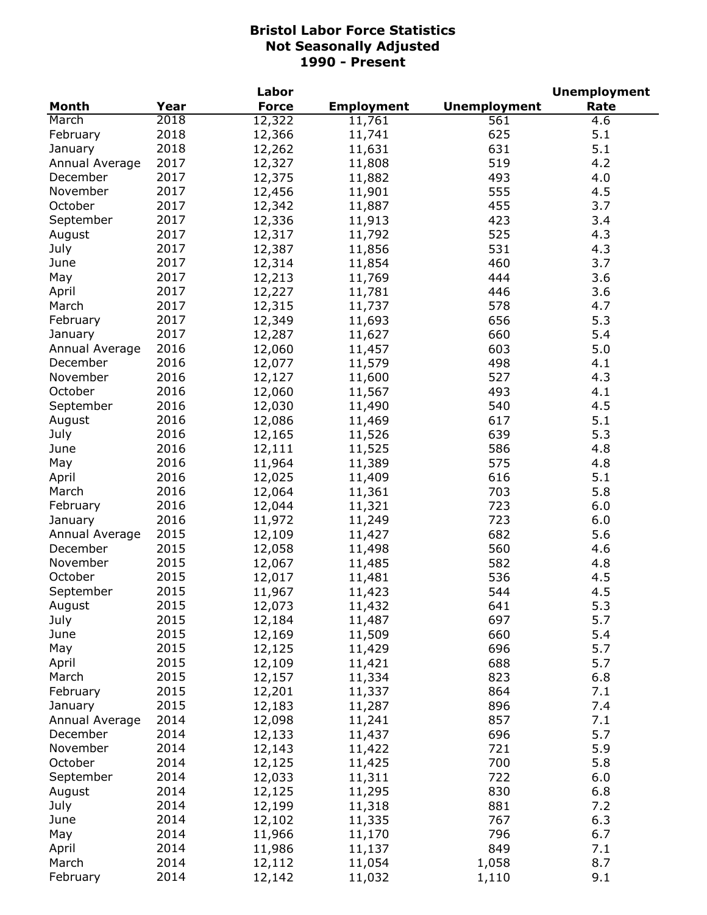# Bristol Labor Force Statistics
## Not Seasonally Adjusted
## 1990 - Present

| Month | Year | Labor Force | Employment | Unemployment | Unemployment Rate |
|---|---|---|---|---|---|
| March | 2018 | 12,322 | 11,761 | 561 | 4.6 |
| February | 2018 | 12,366 | 11,741 | 625 | 5.1 |
| January | 2018 | 12,262 | 11,631 | 631 | 5.1 |
| Annual Average | 2017 | 12,327 | 11,808 | 519 | 4.2 |
| December | 2017 | 12,375 | 11,882 | 493 | 4.0 |
| November | 2017 | 12,456 | 11,901 | 555 | 4.5 |
| October | 2017 | 12,342 | 11,887 | 455 | 3.7 |
| September | 2017 | 12,336 | 11,913 | 423 | 3.4 |
| August | 2017 | 12,317 | 11,792 | 525 | 4.3 |
| July | 2017 | 12,387 | 11,856 | 531 | 4.3 |
| June | 2017 | 12,314 | 11,854 | 460 | 3.7 |
| May | 2017 | 12,213 | 11,769 | 444 | 3.6 |
| April | 2017 | 12,227 | 11,781 | 446 | 3.6 |
| March | 2017 | 12,315 | 11,737 | 578 | 4.7 |
| February | 2017 | 12,349 | 11,693 | 656 | 5.3 |
| January | 2017 | 12,287 | 11,627 | 660 | 5.4 |
| Annual Average | 2016 | 12,060 | 11,457 | 603 | 5.0 |
| December | 2016 | 12,077 | 11,579 | 498 | 4.1 |
| November | 2016 | 12,127 | 11,600 | 527 | 4.3 |
| October | 2016 | 12,060 | 11,567 | 493 | 4.1 |
| September | 2016 | 12,030 | 11,490 | 540 | 4.5 |
| August | 2016 | 12,086 | 11,469 | 617 | 5.1 |
| July | 2016 | 12,165 | 11,526 | 639 | 5.3 |
| June | 2016 | 12,111 | 11,525 | 586 | 4.8 |
| May | 2016 | 11,964 | 11,389 | 575 | 4.8 |
| April | 2016 | 12,025 | 11,409 | 616 | 5.1 |
| March | 2016 | 12,064 | 11,361 | 703 | 5.8 |
| February | 2016 | 12,044 | 11,321 | 723 | 6.0 |
| January | 2016 | 11,972 | 11,249 | 723 | 6.0 |
| Annual Average | 2015 | 12,109 | 11,427 | 682 | 5.6 |
| December | 2015 | 12,058 | 11,498 | 560 | 4.6 |
| November | 2015 | 12,067 | 11,485 | 582 | 4.8 |
| October | 2015 | 12,017 | 11,481 | 536 | 4.5 |
| September | 2015 | 11,967 | 11,423 | 544 | 4.5 |
| August | 2015 | 12,073 | 11,432 | 641 | 5.3 |
| July | 2015 | 12,184 | 11,487 | 697 | 5.7 |
| June | 2015 | 12,169 | 11,509 | 660 | 5.4 |
| May | 2015 | 12,125 | 11,429 | 696 | 5.7 |
| April | 2015 | 12,109 | 11,421 | 688 | 5.7 |
| March | 2015 | 12,157 | 11,334 | 823 | 6.8 |
| February | 2015 | 12,201 | 11,337 | 864 | 7.1 |
| January | 2015 | 12,183 | 11,287 | 896 | 7.4 |
| Annual Average | 2014 | 12,098 | 11,241 | 857 | 7.1 |
| December | 2014 | 12,133 | 11,437 | 696 | 5.7 |
| November | 2014 | 12,143 | 11,422 | 721 | 5.9 |
| October | 2014 | 12,125 | 11,425 | 700 | 5.8 |
| September | 2014 | 12,033 | 11,311 | 722 | 6.0 |
| August | 2014 | 12,125 | 11,295 | 830 | 6.8 |
| July | 2014 | 12,199 | 11,318 | 881 | 7.2 |
| June | 2014 | 12,102 | 11,335 | 767 | 6.3 |
| May | 2014 | 11,966 | 11,170 | 796 | 6.7 |
| April | 2014 | 11,986 | 11,137 | 849 | 7.1 |
| March | 2014 | 12,112 | 11,054 | 1,058 | 8.7 |
| February | 2014 | 12,142 | 11,032 | 1,110 | 9.1 |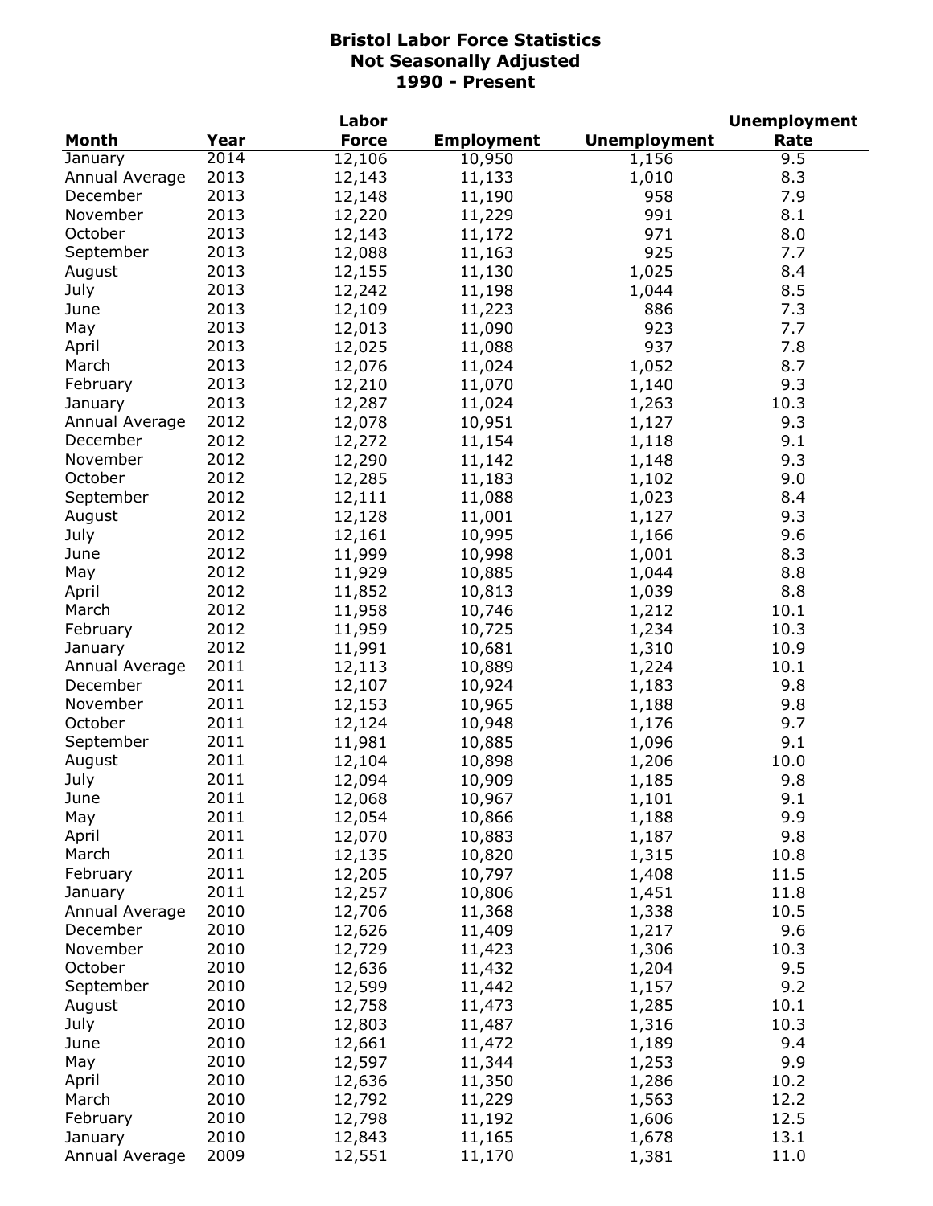# Bristol Labor Force Statistics
## Not Seasonally Adjusted
## 1990 - Present

| Month | Year | Labor Force | Employment | Unemployment | Unemployment Rate |
|---|---|---|---|---|---|
| January | 2014 | 12,106 | 10,950 | 1,156 | 9.5 |
| Annual Average | 2013 | 12,143 | 11,133 | 1,010 | 8.3 |
| December | 2013 | 12,148 | 11,190 | 958 | 7.9 |
| November | 2013 | 12,220 | 11,229 | 991 | 8.1 |
| October | 2013 | 12,143 | 11,172 | 971 | 8.0 |
| September | 2013 | 12,088 | 11,163 | 925 | 7.7 |
| August | 2013 | 12,155 | 11,130 | 1,025 | 8.4 |
| July | 2013 | 12,242 | 11,198 | 1,044 | 8.5 |
| June | 2013 | 12,109 | 11,223 | 886 | 7.3 |
| May | 2013 | 12,013 | 11,090 | 923 | 7.7 |
| April | 2013 | 12,025 | 11,088 | 937 | 7.8 |
| March | 2013 | 12,076 | 11,024 | 1,052 | 8.7 |
| February | 2013 | 12,210 | 11,070 | 1,140 | 9.3 |
| January | 2013 | 12,287 | 11,024 | 1,263 | 10.3 |
| Annual Average | 2012 | 12,078 | 10,951 | 1,127 | 9.3 |
| December | 2012 | 12,272 | 11,154 | 1,118 | 9.1 |
| November | 2012 | 12,290 | 11,142 | 1,148 | 9.3 |
| October | 2012 | 12,285 | 11,183 | 1,102 | 9.0 |
| September | 2012 | 12,111 | 11,088 | 1,023 | 8.4 |
| August | 2012 | 12,128 | 11,001 | 1,127 | 9.3 |
| July | 2012 | 12,161 | 10,995 | 1,166 | 9.6 |
| June | 2012 | 11,999 | 10,998 | 1,001 | 8.3 |
| May | 2012 | 11,929 | 10,885 | 1,044 | 8.8 |
| April | 2012 | 11,852 | 10,813 | 1,039 | 8.8 |
| March | 2012 | 11,958 | 10,746 | 1,212 | 10.1 |
| February | 2012 | 11,959 | 10,725 | 1,234 | 10.3 |
| January | 2012 | 11,991 | 10,681 | 1,310 | 10.9 |
| Annual Average | 2011 | 12,113 | 10,889 | 1,224 | 10.1 |
| December | 2011 | 12,107 | 10,924 | 1,183 | 9.8 |
| November | 2011 | 12,153 | 10,965 | 1,188 | 9.8 |
| October | 2011 | 12,124 | 10,948 | 1,176 | 9.7 |
| September | 2011 | 11,981 | 10,885 | 1,096 | 9.1 |
| August | 2011 | 12,104 | 10,898 | 1,206 | 10.0 |
| July | 2011 | 12,094 | 10,909 | 1,185 | 9.8 |
| June | 2011 | 12,068 | 10,967 | 1,101 | 9.1 |
| May | 2011 | 12,054 | 10,866 | 1,188 | 9.9 |
| April | 2011 | 12,070 | 10,883 | 1,187 | 9.8 |
| March | 2011 | 12,135 | 10,820 | 1,315 | 10.8 |
| February | 2011 | 12,205 | 10,797 | 1,408 | 11.5 |
| January | 2011 | 12,257 | 10,806 | 1,451 | 11.8 |
| Annual Average | 2010 | 12,706 | 11,368 | 1,338 | 10.5 |
| December | 2010 | 12,626 | 11,409 | 1,217 | 9.6 |
| November | 2010 | 12,729 | 11,423 | 1,306 | 10.3 |
| October | 2010 | 12,636 | 11,432 | 1,204 | 9.5 |
| September | 2010 | 12,599 | 11,442 | 1,157 | 9.2 |
| August | 2010 | 12,758 | 11,473 | 1,285 | 10.1 |
| July | 2010 | 12,803 | 11,487 | 1,316 | 10.3 |
| June | 2010 | 12,661 | 11,472 | 1,189 | 9.4 |
| May | 2010 | 12,597 | 11,344 | 1,253 | 9.9 |
| April | 2010 | 12,636 | 11,350 | 1,286 | 10.2 |
| March | 2010 | 12,792 | 11,229 | 1,563 | 12.2 |
| February | 2010 | 12,798 | 11,192 | 1,606 | 12.5 |
| January | 2010 | 12,843 | 11,165 | 1,678 | 13.1 |
| Annual Average | 2009 | 12,551 | 11,170 | 1,381 | 11.0 |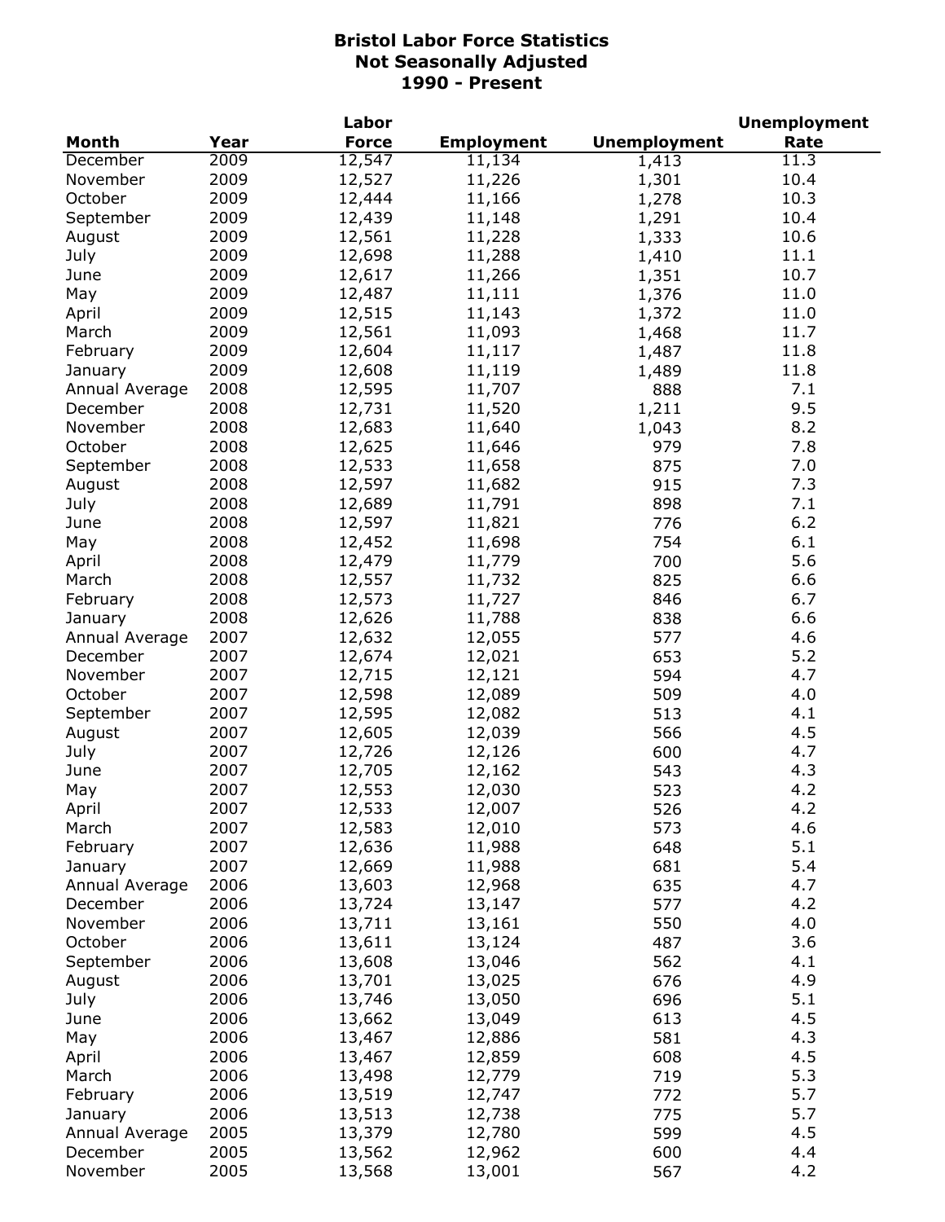# Bristol Labor Force Statistics
## Not Seasonally Adjusted
## 1990 - Present

| Month | Year | Labor Force | Employment | Unemployment | Unemployment Rate |
|---|---|---|---|---|---|
| December | 2009 | 12,547 | 11,134 | 1,413 | 11.3 |
| November | 2009 | 12,527 | 11,226 | 1,301 | 10.4 |
| October | 2009 | 12,444 | 11,166 | 1,278 | 10.3 |
| September | 2009 | 12,439 | 11,148 | 1,291 | 10.4 |
| August | 2009 | 12,561 | 11,228 | 1,333 | 10.6 |
| July | 2009 | 12,698 | 11,288 | 1,410 | 11.1 |
| June | 2009 | 12,617 | 11,266 | 1,351 | 10.7 |
| May | 2009 | 12,487 | 11,111 | 1,376 | 11.0 |
| April | 2009 | 12,515 | 11,143 | 1,372 | 11.0 |
| March | 2009 | 12,561 | 11,093 | 1,468 | 11.7 |
| February | 2009 | 12,604 | 11,117 | 1,487 | 11.8 |
| January | 2009 | 12,608 | 11,119 | 1,489 | 11.8 |
| Annual Average | 2008 | 12,595 | 11,707 | 888 | 7.1 |
| December | 2008 | 12,731 | 11,520 | 1,211 | 9.5 |
| November | 2008 | 12,683 | 11,640 | 1,043 | 8.2 |
| October | 2008 | 12,625 | 11,646 | 979 | 7.8 |
| September | 2008 | 12,533 | 11,658 | 875 | 7.0 |
| August | 2008 | 12,597 | 11,682 | 915 | 7.3 |
| July | 2008 | 12,689 | 11,791 | 898 | 7.1 |
| June | 2008 | 12,597 | 11,821 | 776 | 6.2 |
| May | 2008 | 12,452 | 11,698 | 754 | 6.1 |
| April | 2008 | 12,479 | 11,779 | 700 | 5.6 |
| March | 2008 | 12,557 | 11,732 | 825 | 6.6 |
| February | 2008 | 12,573 | 11,727 | 846 | 6.7 |
| January | 2008 | 12,626 | 11,788 | 838 | 6.6 |
| Annual Average | 2007 | 12,632 | 12,055 | 577 | 4.6 |
| December | 2007 | 12,674 | 12,021 | 653 | 5.2 |
| November | 2007 | 12,715 | 12,121 | 594 | 4.7 |
| October | 2007 | 12,598 | 12,089 | 509 | 4.0 |
| September | 2007 | 12,595 | 12,082 | 513 | 4.1 |
| August | 2007 | 12,605 | 12,039 | 566 | 4.5 |
| July | 2007 | 12,726 | 12,126 | 600 | 4.7 |
| June | 2007 | 12,705 | 12,162 | 543 | 4.3 |
| May | 2007 | 12,553 | 12,030 | 523 | 4.2 |
| April | 2007 | 12,533 | 12,007 | 526 | 4.2 |
| March | 2007 | 12,583 | 12,010 | 573 | 4.6 |
| February | 2007 | 12,636 | 11,988 | 648 | 5.1 |
| January | 2007 | 12,669 | 11,988 | 681 | 5.4 |
| Annual Average | 2006 | 13,603 | 12,968 | 635 | 4.7 |
| December | 2006 | 13,724 | 13,147 | 577 | 4.2 |
| November | 2006 | 13,711 | 13,161 | 550 | 4.0 |
| October | 2006 | 13,611 | 13,124 | 487 | 3.6 |
| September | 2006 | 13,608 | 13,046 | 562 | 4.1 |
| August | 2006 | 13,701 | 13,025 | 676 | 4.9 |
| July | 2006 | 13,746 | 13,050 | 696 | 5.1 |
| June | 2006 | 13,662 | 13,049 | 613 | 4.5 |
| May | 2006 | 13,467 | 12,886 | 581 | 4.3 |
| April | 2006 | 13,467 | 12,859 | 608 | 4.5 |
| March | 2006 | 13,498 | 12,779 | 719 | 5.3 |
| February | 2006 | 13,519 | 12,747 | 772 | 5.7 |
| January | 2006 | 13,513 | 12,738 | 775 | 5.7 |
| Annual Average | 2005 | 13,379 | 12,780 | 599 | 4.5 |
| December | 2005 | 13,562 | 12,962 | 600 | 4.4 |
| November | 2005 | 13,568 | 13,001 | 567 | 4.2 |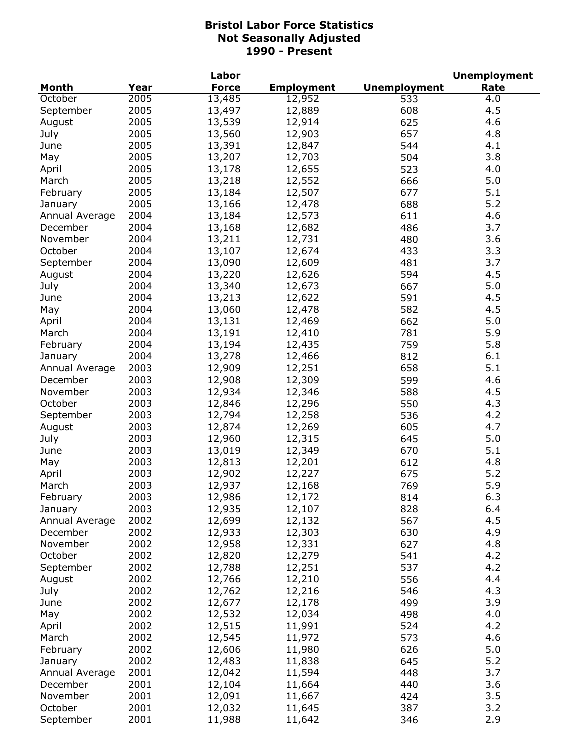# Bristol Labor Force Statistics
## Not Seasonally Adjusted
## 1990 - Present

| Month | Year | Labor Force | Employment | Unemployment | Unemployment Rate |
|---|---|---|---|---|---|
| October | 2005 | 13,485 | 12,952 | 533 | 4.0 |
| September | 2005 | 13,497 | 12,889 | 608 | 4.5 |
| August | 2005 | 13,539 | 12,914 | 625 | 4.6 |
| July | 2005 | 13,560 | 12,903 | 657 | 4.8 |
| June | 2005 | 13,391 | 12,847 | 544 | 4.1 |
| May | 2005 | 13,207 | 12,703 | 504 | 3.8 |
| April | 2005 | 13,178 | 12,655 | 523 | 4.0 |
| March | 2005 | 13,218 | 12,552 | 666 | 5.0 |
| February | 2005 | 13,184 | 12,507 | 677 | 5.1 |
| January | 2005 | 13,166 | 12,478 | 688 | 5.2 |
| Annual Average | 2004 | 13,184 | 12,573 | 611 | 4.6 |
| December | 2004 | 13,168 | 12,682 | 486 | 3.7 |
| November | 2004 | 13,211 | 12,731 | 480 | 3.6 |
| October | 2004 | 13,107 | 12,674 | 433 | 3.3 |
| September | 2004 | 13,090 | 12,609 | 481 | 3.7 |
| August | 2004 | 13,220 | 12,626 | 594 | 4.5 |
| July | 2004 | 13,340 | 12,673 | 667 | 5.0 |
| June | 2004 | 13,213 | 12,622 | 591 | 4.5 |
| May | 2004 | 13,060 | 12,478 | 582 | 4.5 |
| April | 2004 | 13,131 | 12,469 | 662 | 5.0 |
| March | 2004 | 13,191 | 12,410 | 781 | 5.9 |
| February | 2004 | 13,194 | 12,435 | 759 | 5.8 |
| January | 2004 | 13,278 | 12,466 | 812 | 6.1 |
| Annual Average | 2003 | 12,909 | 12,251 | 658 | 5.1 |
| December | 2003 | 12,908 | 12,309 | 599 | 4.6 |
| November | 2003 | 12,934 | 12,346 | 588 | 4.5 |
| October | 2003 | 12,846 | 12,296 | 550 | 4.3 |
| September | 2003 | 12,794 | 12,258 | 536 | 4.2 |
| August | 2003 | 12,874 | 12,269 | 605 | 4.7 |
| July | 2003 | 12,960 | 12,315 | 645 | 5.0 |
| June | 2003 | 13,019 | 12,349 | 670 | 5.1 |
| May | 2003 | 12,813 | 12,201 | 612 | 4.8 |
| April | 2003 | 12,902 | 12,227 | 675 | 5.2 |
| March | 2003 | 12,937 | 12,168 | 769 | 5.9 |
| February | 2003 | 12,986 | 12,172 | 814 | 6.3 |
| January | 2003 | 12,935 | 12,107 | 828 | 6.4 |
| Annual Average | 2002 | 12,699 | 12,132 | 567 | 4.5 |
| December | 2002 | 12,933 | 12,303 | 630 | 4.9 |
| November | 2002 | 12,958 | 12,331 | 627 | 4.8 |
| October | 2002 | 12,820 | 12,279 | 541 | 4.2 |
| September | 2002 | 12,788 | 12,251 | 537 | 4.2 |
| August | 2002 | 12,766 | 12,210 | 556 | 4.4 |
| July | 2002 | 12,762 | 12,216 | 546 | 4.3 |
| June | 2002 | 12,677 | 12,178 | 499 | 3.9 |
| May | 2002 | 12,532 | 12,034 | 498 | 4.0 |
| April | 2002 | 12,515 | 11,991 | 524 | 4.2 |
| March | 2002 | 12,545 | 11,972 | 573 | 4.6 |
| February | 2002 | 12,606 | 11,980 | 626 | 5.0 |
| January | 2002 | 12,483 | 11,838 | 645 | 5.2 |
| Annual Average | 2001 | 12,042 | 11,594 | 448 | 3.7 |
| December | 2001 | 12,104 | 11,664 | 440 | 3.6 |
| November | 2001 | 12,091 | 11,667 | 424 | 3.5 |
| October | 2001 | 12,032 | 11,645 | 387 | 3.2 |
| September | 2001 | 11,988 | 11,642 | 346 | 2.9 |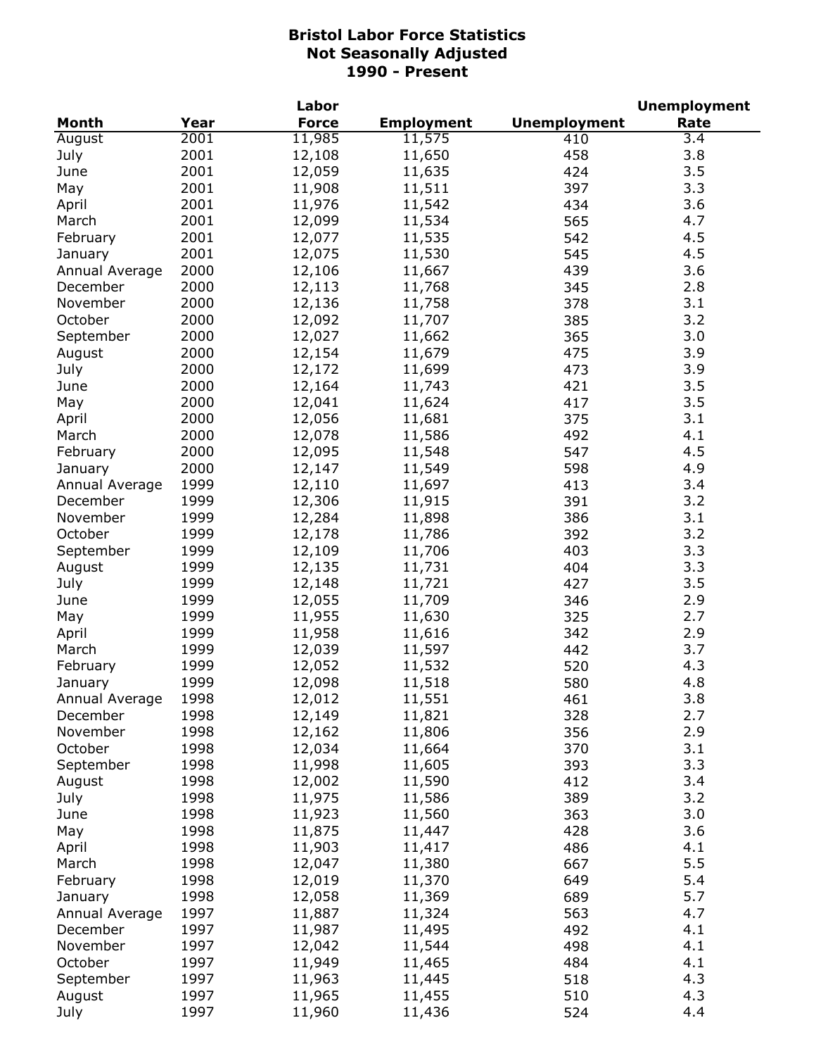# Bristol Labor Force Statistics
## Not Seasonally Adjusted
## 1990 - Present

| Month | Year | Labor Force | Employment | Unemployment | Unemployment Rate |
|---|---|---|---|---|---|
| August | 2001 | 11,985 | 11,575 | 410 | 3.4 |
| July | 2001 | 12,108 | 11,650 | 458 | 3.8 |
| June | 2001 | 12,059 | 11,635 | 424 | 3.5 |
| May | 2001 | 11,908 | 11,511 | 397 | 3.3 |
| April | 2001 | 11,976 | 11,542 | 434 | 3.6 |
| March | 2001 | 12,099 | 11,534 | 565 | 4.7 |
| February | 2001 | 12,077 | 11,535 | 542 | 4.5 |
| January | 2001 | 12,075 | 11,530 | 545 | 4.5 |
| Annual Average | 2000 | 12,106 | 11,667 | 439 | 3.6 |
| December | 2000 | 12,113 | 11,768 | 345 | 2.8 |
| November | 2000 | 12,136 | 11,758 | 378 | 3.1 |
| October | 2000 | 12,092 | 11,707 | 385 | 3.2 |
| September | 2000 | 12,027 | 11,662 | 365 | 3.0 |
| August | 2000 | 12,154 | 11,679 | 475 | 3.9 |
| July | 2000 | 12,172 | 11,699 | 473 | 3.9 |
| June | 2000 | 12,164 | 11,743 | 421 | 3.5 |
| May | 2000 | 12,041 | 11,624 | 417 | 3.5 |
| April | 2000 | 12,056 | 11,681 | 375 | 3.1 |
| March | 2000 | 12,078 | 11,586 | 492 | 4.1 |
| February | 2000 | 12,095 | 11,548 | 547 | 4.5 |
| January | 2000 | 12,147 | 11,549 | 598 | 4.9 |
| Annual Average | 1999 | 12,110 | 11,697 | 413 | 3.4 |
| December | 1999 | 12,306 | 11,915 | 391 | 3.2 |
| November | 1999 | 12,284 | 11,898 | 386 | 3.1 |
| October | 1999 | 12,178 | 11,786 | 392 | 3.2 |
| September | 1999 | 12,109 | 11,706 | 403 | 3.3 |
| August | 1999 | 12,135 | 11,731 | 404 | 3.3 |
| July | 1999 | 12,148 | 11,721 | 427 | 3.5 |
| June | 1999 | 12,055 | 11,709 | 346 | 2.9 |
| May | 1999 | 11,955 | 11,630 | 325 | 2.7 |
| April | 1999 | 11,958 | 11,616 | 342 | 2.9 |
| March | 1999 | 12,039 | 11,597 | 442 | 3.7 |
| February | 1999 | 12,052 | 11,532 | 520 | 4.3 |
| January | 1999 | 12,098 | 11,518 | 580 | 4.8 |
| Annual Average | 1998 | 12,012 | 11,551 | 461 | 3.8 |
| December | 1998 | 12,149 | 11,821 | 328 | 2.7 |
| November | 1998 | 12,162 | 11,806 | 356 | 2.9 |
| October | 1998 | 12,034 | 11,664 | 370 | 3.1 |
| September | 1998 | 11,998 | 11,605 | 393 | 3.3 |
| August | 1998 | 12,002 | 11,590 | 412 | 3.4 |
| July | 1998 | 11,975 | 11,586 | 389 | 3.2 |
| June | 1998 | 11,923 | 11,560 | 363 | 3.0 |
| May | 1998 | 11,875 | 11,447 | 428 | 3.6 |
| April | 1998 | 11,903 | 11,417 | 486 | 4.1 |
| March | 1998 | 12,047 | 11,380 | 667 | 5.5 |
| February | 1998 | 12,019 | 11,370 | 649 | 5.4 |
| January | 1998 | 12,058 | 11,369 | 689 | 5.7 |
| Annual Average | 1997 | 11,887 | 11,324 | 563 | 4.7 |
| December | 1997 | 11,987 | 11,495 | 492 | 4.1 |
| November | 1997 | 12,042 | 11,544 | 498 | 4.1 |
| October | 1997 | 11,949 | 11,465 | 484 | 4.1 |
| September | 1997 | 11,963 | 11,445 | 518 | 4.3 |
| August | 1997 | 11,965 | 11,455 | 510 | 4.3 |
| July | 1997 | 11,960 | 11,436 | 524 | 4.4 |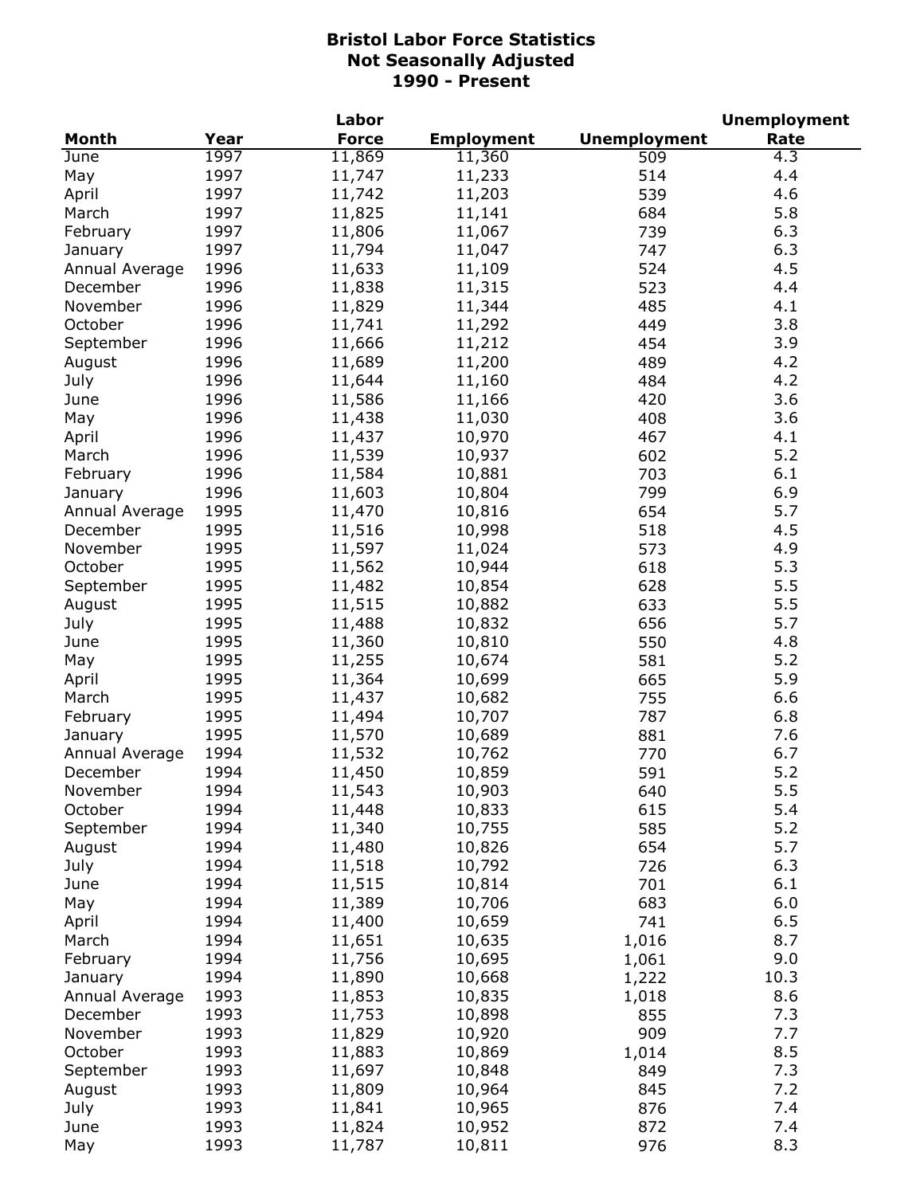# Bristol Labor Force Statistics
## Not Seasonally Adjusted
## 1990 - Present

| Month | Year | Labor Force | Employment | Unemployment | Unemployment Rate |
|---|---|---|---|---|---|
| June | 1997 | 11,869 | 11,360 | 509 | 4.3 |
| May | 1997 | 11,747 | 11,233 | 514 | 4.4 |
| April | 1997 | 11,742 | 11,203 | 539 | 4.6 |
| March | 1997 | 11,825 | 11,141 | 684 | 5.8 |
| February | 1997 | 11,806 | 11,067 | 739 | 6.3 |
| January | 1997 | 11,794 | 11,047 | 747 | 6.3 |
| Annual Average | 1996 | 11,633 | 11,109 | 524 | 4.5 |
| December | 1996 | 11,838 | 11,315 | 523 | 4.4 |
| November | 1996 | 11,829 | 11,344 | 485 | 4.1 |
| October | 1996 | 11,741 | 11,292 | 449 | 3.8 |
| September | 1996 | 11,666 | 11,212 | 454 | 3.9 |
| August | 1996 | 11,689 | 11,200 | 489 | 4.2 |
| July | 1996 | 11,644 | 11,160 | 484 | 4.2 |
| June | 1996 | 11,586 | 11,166 | 420 | 3.6 |
| May | 1996 | 11,438 | 11,030 | 408 | 3.6 |
| April | 1996 | 11,437 | 10,970 | 467 | 4.1 |
| March | 1996 | 11,539 | 10,937 | 602 | 5.2 |
| February | 1996 | 11,584 | 10,881 | 703 | 6.1 |
| January | 1996 | 11,603 | 10,804 | 799 | 6.9 |
| Annual Average | 1995 | 11,470 | 10,816 | 654 | 5.7 |
| December | 1995 | 11,516 | 10,998 | 518 | 4.5 |
| November | 1995 | 11,597 | 11,024 | 573 | 4.9 |
| October | 1995 | 11,562 | 10,944 | 618 | 5.3 |
| September | 1995 | 11,482 | 10,854 | 628 | 5.5 |
| August | 1995 | 11,515 | 10,882 | 633 | 5.5 |
| July | 1995 | 11,488 | 10,832 | 656 | 5.7 |
| June | 1995 | 11,360 | 10,810 | 550 | 4.8 |
| May | 1995 | 11,255 | 10,674 | 581 | 5.2 |
| April | 1995 | 11,364 | 10,699 | 665 | 5.9 |
| March | 1995 | 11,437 | 10,682 | 755 | 6.6 |
| February | 1995 | 11,494 | 10,707 | 787 | 6.8 |
| January | 1995 | 11,570 | 10,689 | 881 | 7.6 |
| Annual Average | 1994 | 11,532 | 10,762 | 770 | 6.7 |
| December | 1994 | 11,450 | 10,859 | 591 | 5.2 |
| November | 1994 | 11,543 | 10,903 | 640 | 5.5 |
| October | 1994 | 11,448 | 10,833 | 615 | 5.4 |
| September | 1994 | 11,340 | 10,755 | 585 | 5.2 |
| August | 1994 | 11,480 | 10,826 | 654 | 5.7 |
| July | 1994 | 11,518 | 10,792 | 726 | 6.3 |
| June | 1994 | 11,515 | 10,814 | 701 | 6.1 |
| May | 1994 | 11,389 | 10,706 | 683 | 6.0 |
| April | 1994 | 11,400 | 10,659 | 741 | 6.5 |
| March | 1994 | 11,651 | 10,635 | 1,016 | 8.7 |
| February | 1994 | 11,756 | 10,695 | 1,061 | 9.0 |
| January | 1994 | 11,890 | 10,668 | 1,222 | 10.3 |
| Annual Average | 1993 | 11,853 | 10,835 | 1,018 | 8.6 |
| December | 1993 | 11,753 | 10,898 | 855 | 7.3 |
| November | 1993 | 11,829 | 10,920 | 909 | 7.7 |
| October | 1993 | 11,883 | 10,869 | 1,014 | 8.5 |
| September | 1993 | 11,697 | 10,848 | 849 | 7.3 |
| August | 1993 | 11,809 | 10,964 | 845 | 7.2 |
| July | 1993 | 11,841 | 10,965 | 876 | 7.4 |
| June | 1993 | 11,824 | 10,952 | 872 | 7.4 |
| May | 1993 | 11,787 | 10,811 | 976 | 8.3 |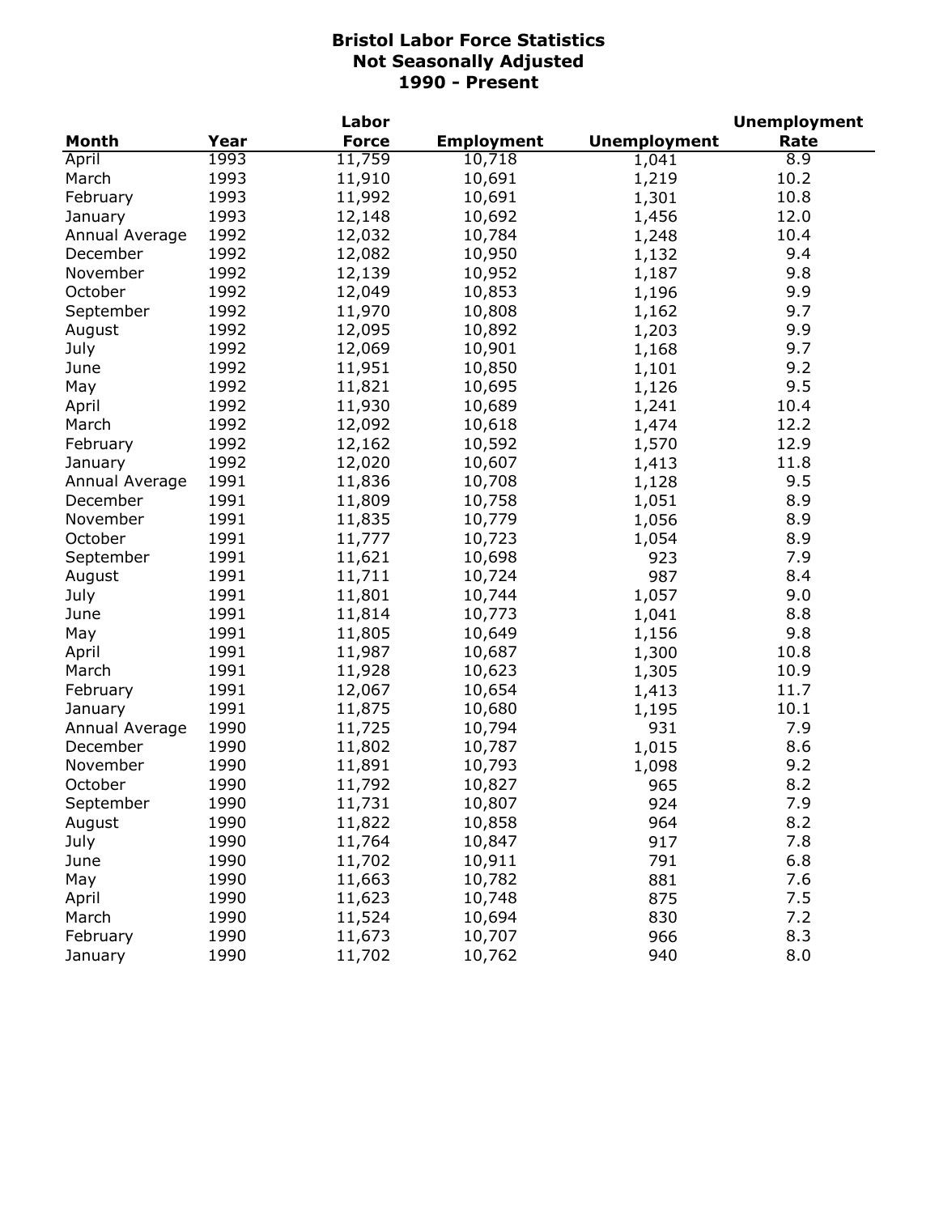# Bristol Labor Force Statistics
## Not Seasonally Adjusted
## 1990 - Present

| Month | Year | Labor Force | Employment | Unemployment | Unemployment Rate |
|---|---|---|---|---|---|
| April | 1993 | 11,759 | 10,718 | 1,041 | 8.9 |
| March | 1993 | 11,910 | 10,691 | 1,219 | 10.2 |
| February | 1993 | 11,992 | 10,691 | 1,301 | 10.8 |
| January | 1993 | 12,148 | 10,692 | 1,456 | 12.0 |
| Annual Average | 1992 | 12,032 | 10,784 | 1,248 | 10.4 |
| December | 1992 | 12,082 | 10,950 | 1,132 | 9.4 |
| November | 1992 | 12,139 | 10,952 | 1,187 | 9.8 |
| October | 1992 | 12,049 | 10,853 | 1,196 | 9.9 |
| September | 1992 | 11,970 | 10,808 | 1,162 | 9.7 |
| August | 1992 | 12,095 | 10,892 | 1,203 | 9.9 |
| July | 1992 | 12,069 | 10,901 | 1,168 | 9.7 |
| June | 1992 | 11,951 | 10,850 | 1,101 | 9.2 |
| May | 1992 | 11,821 | 10,695 | 1,126 | 9.5 |
| April | 1992 | 11,930 | 10,689 | 1,241 | 10.4 |
| March | 1992 | 12,092 | 10,618 | 1,474 | 12.2 |
| February | 1992 | 12,162 | 10,592 | 1,570 | 12.9 |
| January | 1992 | 12,020 | 10,607 | 1,413 | 11.8 |
| Annual Average | 1991 | 11,836 | 10,708 | 1,128 | 9.5 |
| December | 1991 | 11,809 | 10,758 | 1,051 | 8.9 |
| November | 1991 | 11,835 | 10,779 | 1,056 | 8.9 |
| October | 1991 | 11,777 | 10,723 | 1,054 | 8.9 |
| September | 1991 | 11,621 | 10,698 | 923 | 7.9 |
| August | 1991 | 11,711 | 10,724 | 987 | 8.4 |
| July | 1991 | 11,801 | 10,744 | 1,057 | 9.0 |
| June | 1991 | 11,814 | 10,773 | 1,041 | 8.8 |
| May | 1991 | 11,805 | 10,649 | 1,156 | 9.8 |
| April | 1991 | 11,987 | 10,687 | 1,300 | 10.8 |
| March | 1991 | 11,928 | 10,623 | 1,305 | 10.9 |
| February | 1991 | 12,067 | 10,654 | 1,413 | 11.7 |
| January | 1991 | 11,875 | 10,680 | 1,195 | 10.1 |
| Annual Average | 1990 | 11,725 | 10,794 | 931 | 7.9 |
| December | 1990 | 11,802 | 10,787 | 1,015 | 8.6 |
| November | 1990 | 11,891 | 10,793 | 1,098 | 9.2 |
| October | 1990 | 11,792 | 10,827 | 965 | 8.2 |
| September | 1990 | 11,731 | 10,807 | 924 | 7.9 |
| August | 1990 | 11,822 | 10,858 | 964 | 8.2 |
| July | 1990 | 11,764 | 10,847 | 917 | 7.8 |
| June | 1990 | 11,702 | 10,911 | 791 | 6.8 |
| May | 1990 | 11,663 | 10,782 | 881 | 7.6 |
| April | 1990 | 11,623 | 10,748 | 875 | 7.5 |
| March | 1990 | 11,524 | 10,694 | 830 | 7.2 |
| February | 1990 | 11,673 | 10,707 | 966 | 8.3 |
| January | 1990 | 11,702 | 10,762 | 940 | 8.0 |